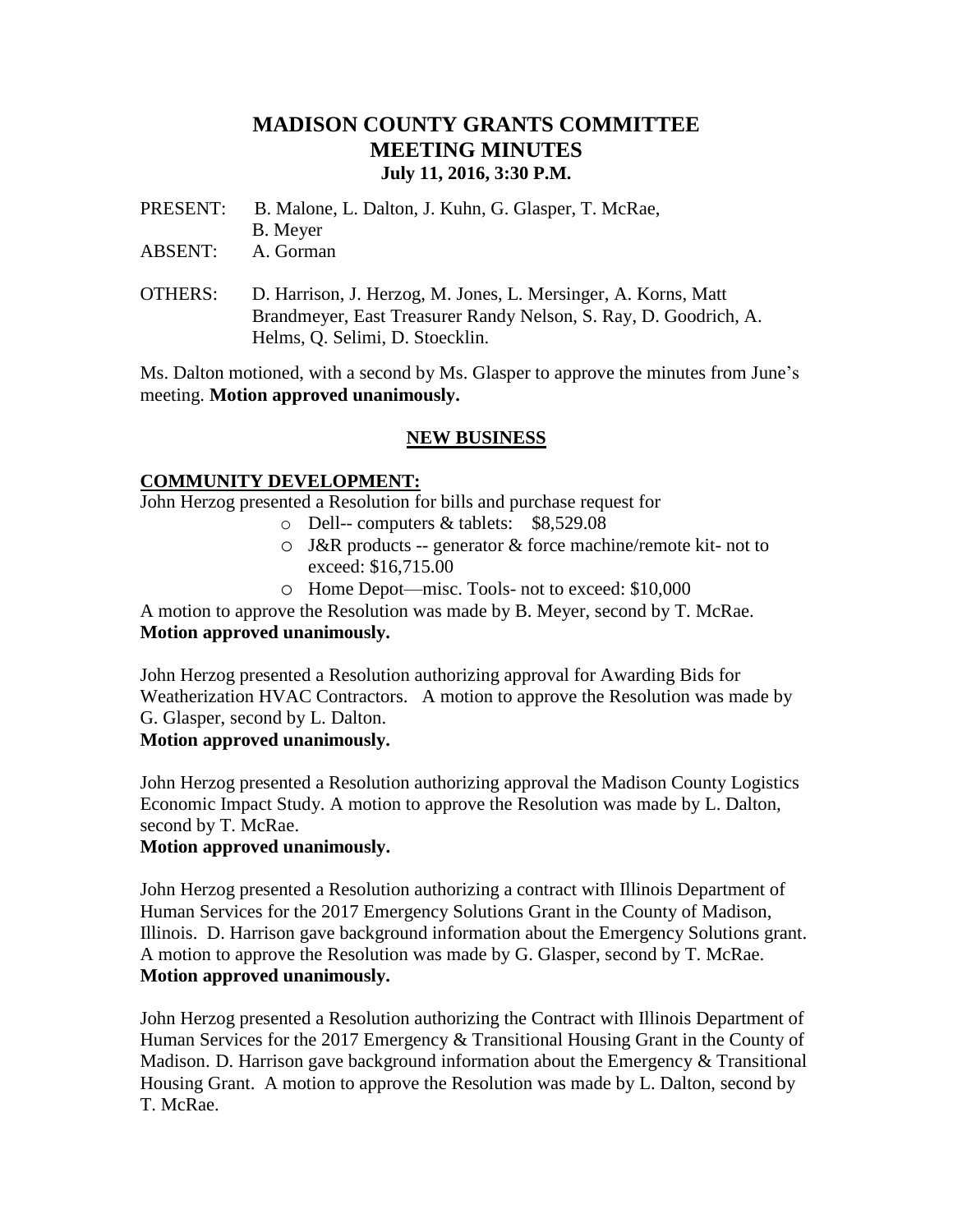# MADISON COUNTY GRANTS COMMITTEE
## MEETING MINUTES
### July 11, 2016, 3:30 P.M.

PRESENT: B. Malone, L. Dalton, J. Kuhn, G. Glasper, T. McRae, B. Meyer

ABSENT: A. Gorman

OTHERS: D. Harrison, J. Herzog, M. Jones, L. Mersinger, A. Korns, Matt Brandmeyer, East Treasurer Randy Nelson, S. Ray, D. Goodrich, A. Helms, Q. Selimi, D. Stoecklin.

Ms. Dalton motioned, with a second by Ms. Glasper to approve the minutes from June's meeting. **Motion approved unanimously.**

## NEW BUSINESS

**COMMUNITY DEVELOPMENT:**

John Herzog presented a Resolution for bills and purchase request for

- Dell-- computers & tablets: $8,529.08
- J&R products -- generator & force machine/remote kit- not to exceed: $16,715.00
- Home Depot—misc. Tools- not to exceed: $10,000

A motion to approve the Resolution was made by B. Meyer, second by T. McRae.
**Motion approved unanimously.**

John Herzog presented a Resolution authorizing approval for Awarding Bids for Weatherization HVAC Contractors. A motion to approve the Resolution was made by G. Glasper, second by L. Dalton.
**Motion approved unanimously.**

John Herzog presented a Resolution authorizing approval the Madison County Logistics Economic Impact Study. A motion to approve the Resolution was made by L. Dalton, second by T. McRae.
**Motion approved unanimously.**

John Herzog presented a Resolution authorizing a contract with Illinois Department of Human Services for the 2017 Emergency Solutions Grant in the County of Madison, Illinois. D. Harrison gave background information about the Emergency Solutions grant. A motion to approve the Resolution was made by G. Glasper, second by T. McRae.
**Motion approved unanimously.**

John Herzog presented a Resolution authorizing the Contract with Illinois Department of Human Services for the 2017 Emergency & Transitional Housing Grant in the County of Madison. D. Harrison gave background information about the Emergency & Transitional Housing Grant. A motion to approve the Resolution was made by L. Dalton, second by T. McRae.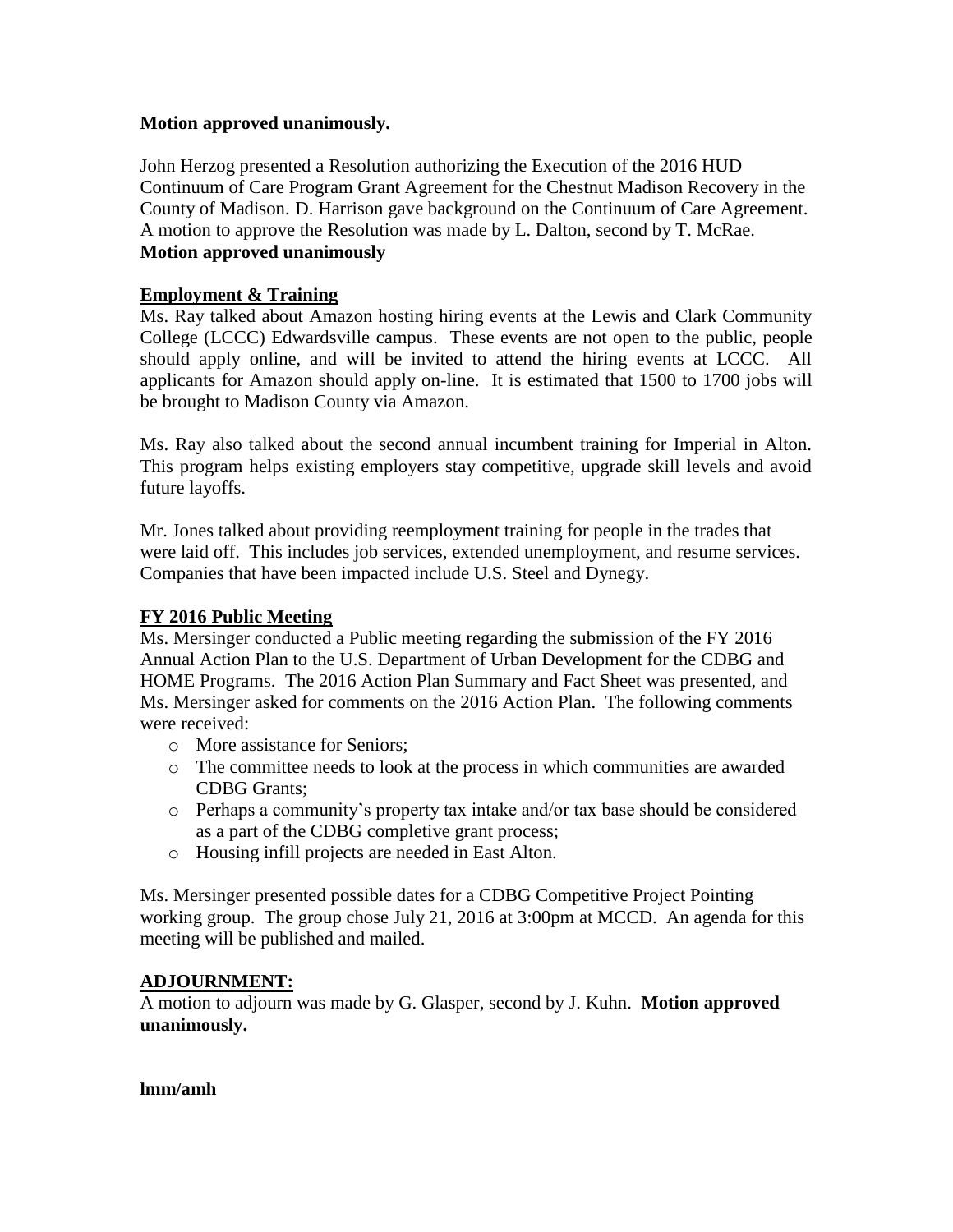**Motion approved unanimously.**

John Herzog presented a Resolution authorizing the Execution of the 2016 HUD Continuum of Care Program Grant Agreement for the Chestnut Madison Recovery in the County of Madison. D. Harrison gave background on the Continuum of Care Agreement. A motion to approve the Resolution was made by L. Dalton, second by T. McRae. **Motion approved unanimously**

## Employment & Training

Ms. Ray talked about Amazon hosting hiring events at the Lewis and Clark Community College (LCCC) Edwardsville campus. These events are not open to the public, people should apply online, and will be invited to attend the hiring events at LCCC. All applicants for Amazon should apply on-line. It is estimated that 1500 to 1700 jobs will be brought to Madison County via Amazon.

Ms. Ray also talked about the second annual incumbent training for Imperial in Alton. This program helps existing employers stay competitive, upgrade skill levels and avoid future layoffs.

Mr. Jones talked about providing reemployment training for people in the trades that were laid off. This includes job services, extended unemployment, and resume services. Companies that have been impacted include U.S. Steel and Dynegy.

## FY 2016 Public Meeting

Ms. Mersinger conducted a Public meeting regarding the submission of the FY 2016 Annual Action Plan to the U.S. Department of Urban Development for the CDBG and HOME Programs. The 2016 Action Plan Summary and Fact Sheet was presented, and Ms. Mersinger asked for comments on the 2016 Action Plan. The following comments were received:

- More assistance for Seniors;
- The committee needs to look at the process in which communities are awarded CDBG Grants;
- Perhaps a community's property tax intake and/or tax base should be considered as a part of the CDBG completive grant process;
- Housing infill projects are needed in East Alton.

Ms. Mersinger presented possible dates for a CDBG Competitive Project Pointing working group. The group chose July 21, 2016 at 3:00pm at MCCD. An agenda for this meeting will be published and mailed.

## ADJOURNMENT:

A motion to adjourn was made by G. Glasper, second by J. Kuhn. **Motion approved unanimously.**

**lmm/amh**